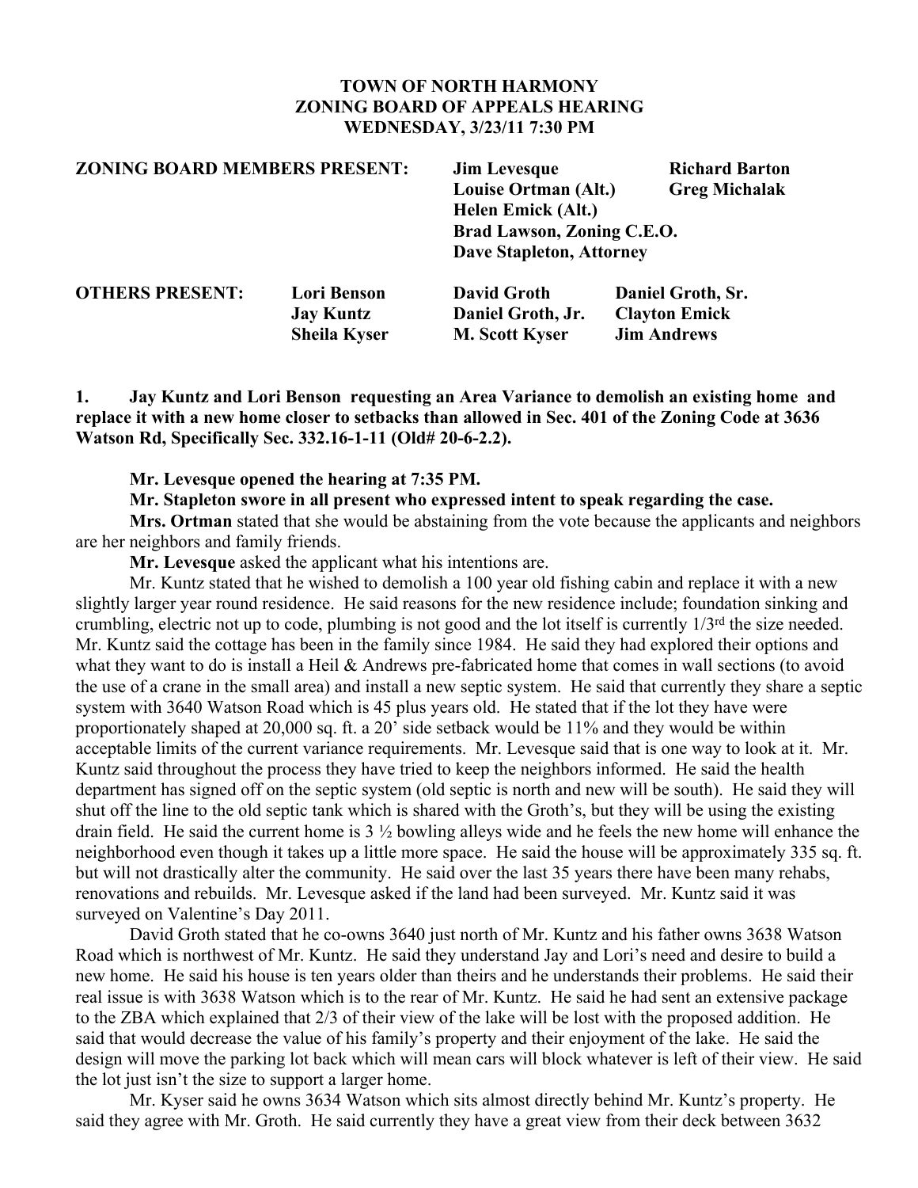**TOWN OF NORTH HARMONY**
**ZONING BOARD OF APPEALS HEARING**
**WEDNESDAY, 3/23/11 7:30 PM**

| **ZONING BOARD MEMBERS PRESENT:** | | **Jim Levesque** | **Richard Barton** |
|---|---|---|---|
| | | **Louise Ortman (Alt.)** | **Greg Michalak** |
| | | **Helen Emick (Alt.)** | |
| | | **Brad Lawson, Zoning C.E.O.** | |
| | | **Dave Stapleton, Attorney** | |
| **OTHERS PRESENT:** | **Lori Benson** | **David Groth** | **Daniel Groth, Sr.** |
| | **Jay Kuntz** | **Daniel Groth, Jr.** | **Clayton Emick** |
| | **Sheila Kyser** | **M. Scott Kyser** | **Jim Andrews** |

**1. Jay Kuntz and Lori Benson requesting an Area Variance to demolish an existing home and replace it with a new home closer to setbacks than allowed in Sec. 401 of the Zoning Code at 3636 Watson Rd, Specifically Sec. 332.16-1-11 (Old# 20-6-2.2).**

**Mr. Levesque opened the hearing at 7:35 PM.**

**Mr. Stapleton swore in all present who expressed intent to speak regarding the case.**

**Mrs. Ortman** stated that she would be abstaining from the vote because the applicants and neighbors are her neighbors and family friends.

**Mr. Levesque** asked the applicant what his intentions are.

Mr. Kuntz stated that he wished to demolish a 100 year old fishing cabin and replace it with a new slightly larger year round residence. He said reasons for the new residence include; foundation sinking and crumbling, electric not up to code, plumbing is not good and the lot itself is currently 1/3rd the size needed. Mr. Kuntz said the cottage has been in the family since 1984. He said they had explored their options and what they want to do is install a Heil & Andrews pre-fabricated home that comes in wall sections (to avoid the use of a crane in the small area) and install a new septic system. He said that currently they share a septic system with 3640 Watson Road which is 45 plus years old. He stated that if the lot they have were proportionately shaped at 20,000 sq. ft. a 20' side setback would be 11% and they would be within acceptable limits of the current variance requirements. Mr. Levesque said that is one way to look at it. Mr. Kuntz said throughout the process they have tried to keep the neighbors informed. He said the health department has signed off on the septic system (old septic is north and new will be south). He said they will shut off the line to the old septic tank which is shared with the Groth's, but they will be using the existing drain field. He said the current home is 3 ½ bowling alleys wide and he feels the new home will enhance the neighborhood even though it takes up a little more space. He said the house will be approximately 335 sq. ft. but will not drastically alter the community. He said over the last 35 years there have been many rehabs, renovations and rebuilds. Mr. Levesque asked if the land had been surveyed. Mr. Kuntz said it was surveyed on Valentine's Day 2011.

David Groth stated that he co-owns 3640 just north of Mr. Kuntz and his father owns 3638 Watson Road which is northwest of Mr. Kuntz. He said they understand Jay and Lori's need and desire to build a new home. He said his house is ten years older than theirs and he understands their problems. He said their real issue is with 3638 Watson which is to the rear of Mr. Kuntz. He said he had sent an extensive package to the ZBA which explained that 2/3 of their view of the lake will be lost with the proposed addition. He said that would decrease the value of his family's property and their enjoyment of the lake. He said the design will move the parking lot back which will mean cars will block whatever is left of their view. He said the lot just isn't the size to support a larger home.

Mr. Kyser said he owns 3634 Watson which sits almost directly behind Mr. Kuntz's property. He said they agree with Mr. Groth. He said currently they have a great view from their deck between 3632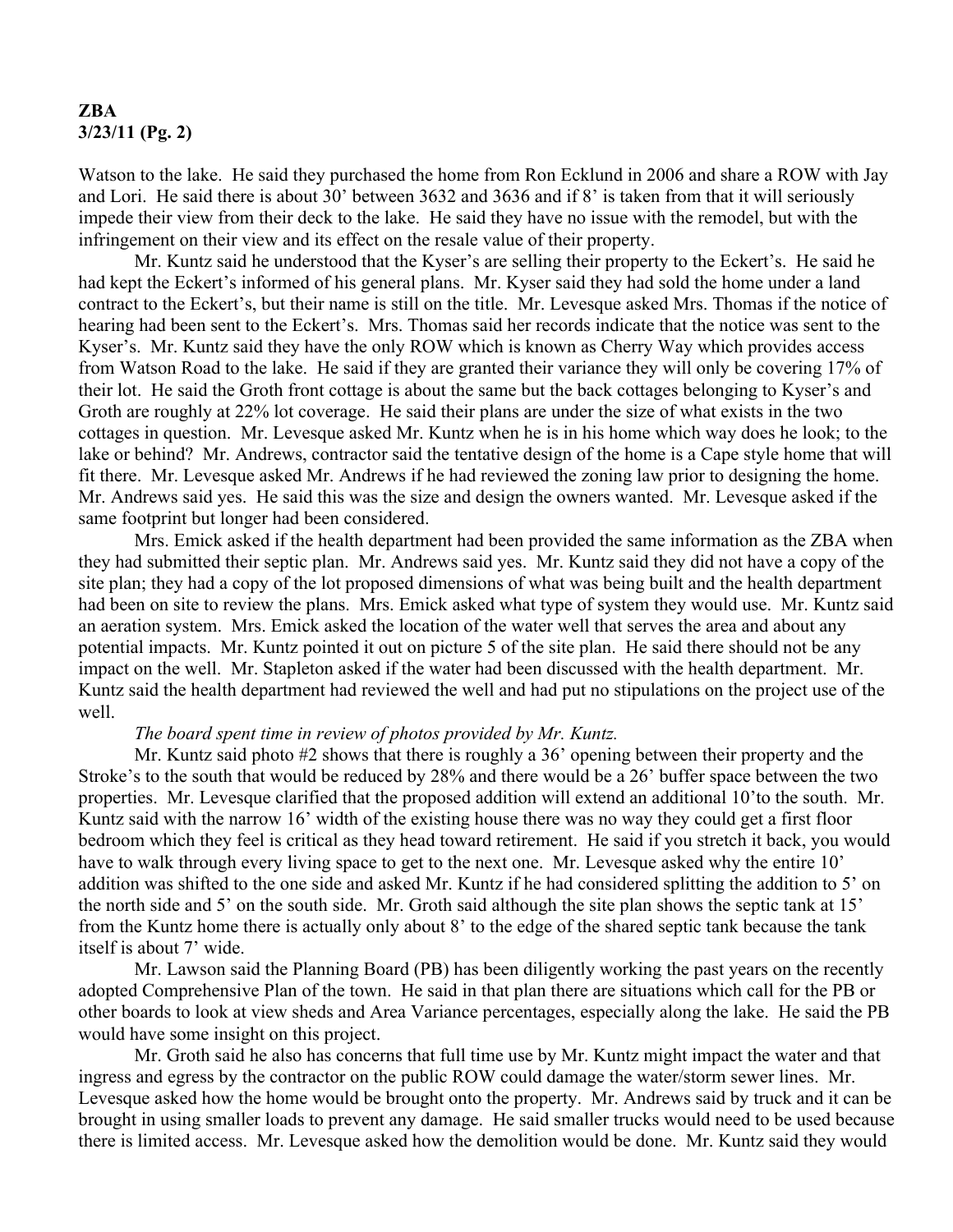Watson to the lake. He said they purchased the home from Ron Ecklund in 2006 and share a ROW with Jay and Lori. He said there is about 30' between 3632 and 3636 and if 8' is taken from that it will seriously impede their view from their deck to the lake. He said they have no issue with the remodel, but with the infringement on their view and its effect on the resale value of their property.

Mr. Kuntz said he understood that the Kyser's are selling their property to the Eckert's. He said he had kept the Eckert's informed of his general plans. Mr. Kyser said they had sold the home under a land contract to the Eckert's, but their name is still on the title. Mr. Levesque asked Mrs. Thomas if the notice of hearing had been sent to the Eckert's. Mrs. Thomas said her records indicate that the notice was sent to the Kyser's. Mr. Kuntz said they have the only ROW which is known as Cherry Way which provides access from Watson Road to the lake. He said if they are granted their variance they will only be covering 17% of their lot. He said the Groth front cottage is about the same but the back cottages belonging to Kyser's and Groth are roughly at 22% lot coverage. He said their plans are under the size of what exists in the two cottages in question. Mr. Levesque asked Mr. Kuntz when he is in his home which way does he look; to the lake or behind? Mr. Andrews, contractor said the tentative design of the home is a Cape style home that will fit there. Mr. Levesque asked Mr. Andrews if he had reviewed the zoning law prior to designing the home. Mr. Andrews said yes. He said this was the size and design the owners wanted. Mr. Levesque asked if the same footprint but longer had been considered.

Mrs. Emick asked if the health department had been provided the same information as the ZBA when they had submitted their septic plan. Mr. Andrews said yes. Mr. Kuntz said they did not have a copy of the site plan; they had a copy of the lot proposed dimensions of what was being built and the health department had been on site to review the plans. Mrs. Emick asked what type of system they would use. Mr. Kuntz said an aeration system. Mrs. Emick asked the location of the water well that serves the area and about any potential impacts. Mr. Kuntz pointed it out on picture 5 of the site plan. He said there should not be any impact on the well. Mr. Stapleton asked if the water had been discussed with the health department. Mr. Kuntz said the health department had reviewed the well and had put no stipulations on the project use of the well.

*The board spent time in review of photos provided by Mr. Kuntz.*

Mr. Kuntz said photo #2 shows that there is roughly a 36' opening between their property and the Stroke's to the south that would be reduced by 28% and there would be a 26' buffer space between the two properties. Mr. Levesque clarified that the proposed addition will extend an additional 10'to the south. Mr. Kuntz said with the narrow 16' width of the existing house there was no way they could get a first floor bedroom which they feel is critical as they head toward retirement. He said if you stretch it back, you would have to walk through every living space to get to the next one. Mr. Levesque asked why the entire 10' addition was shifted to the one side and asked Mr. Kuntz if he had considered splitting the addition to 5' on the north side and 5' on the south side. Mr. Groth said although the site plan shows the septic tank at 15' from the Kuntz home there is actually only about 8' to the edge of the shared septic tank because the tank itself is about 7' wide.

Mr. Lawson said the Planning Board (PB) has been diligently working the past years on the recently adopted Comprehensive Plan of the town. He said in that plan there are situations which call for the PB or other boards to look at view sheds and Area Variance percentages, especially along the lake. He said the PB would have some insight on this project.

Mr. Groth said he also has concerns that full time use by Mr. Kuntz might impact the water and that ingress and egress by the contractor on the public ROW could damage the water/storm sewer lines. Mr. Levesque asked how the home would be brought onto the property. Mr. Andrews said by truck and it can be brought in using smaller loads to prevent any damage. He said smaller trucks would need to be used because there is limited access. Mr. Levesque asked how the demolition would be done. Mr. Kuntz said they would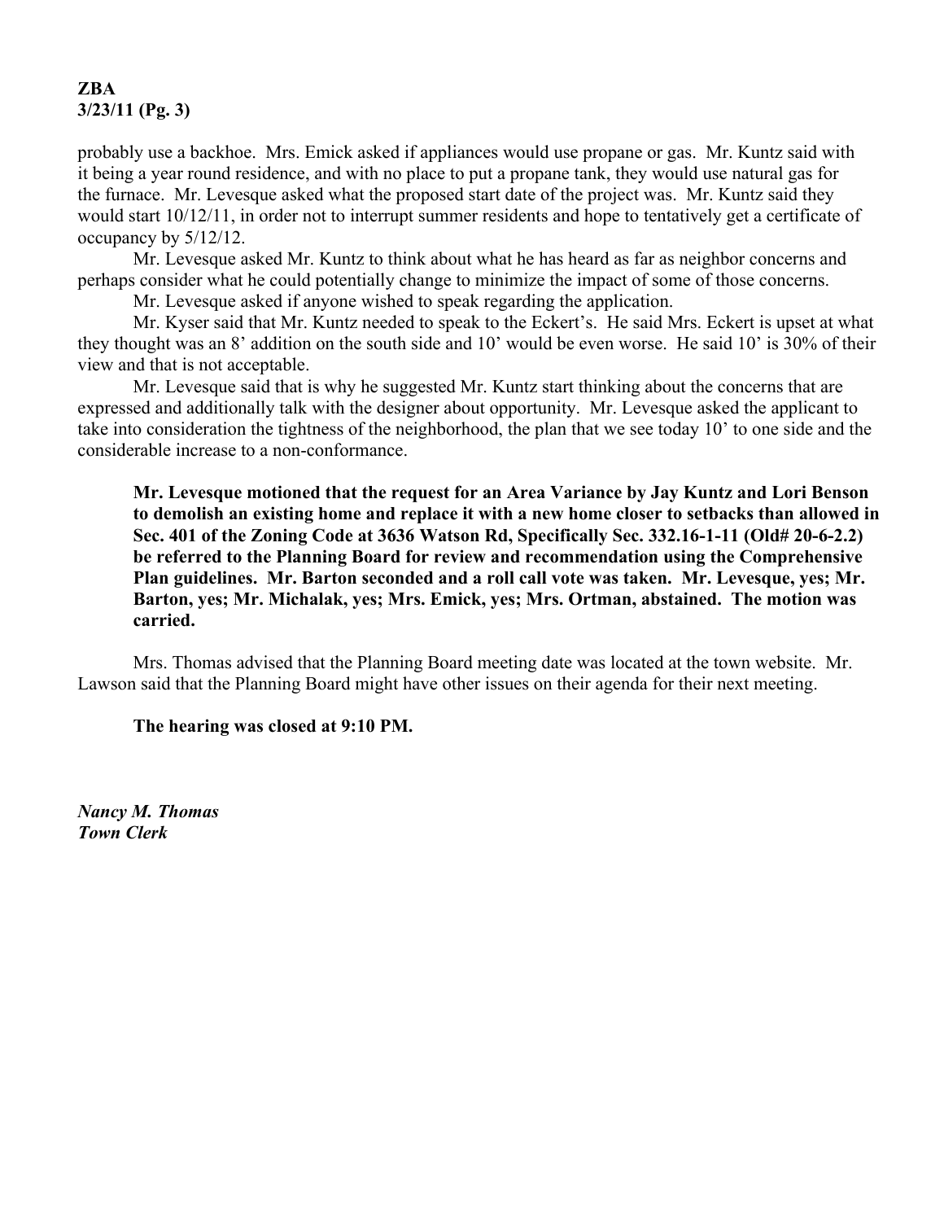probably use a backhoe. Mrs. Emick asked if appliances would use propane or gas. Mr. Kuntz said with it being a year round residence, and with no place to put a propane tank, they would use natural gas for the furnace. Mr. Levesque asked what the proposed start date of the project was. Mr. Kuntz said they would start 10/12/11, in order not to interrupt summer residents and hope to tentatively get a certificate of occupancy by 5/12/12.

Mr. Levesque asked Mr. Kuntz to think about what he has heard as far as neighbor concerns and perhaps consider what he could potentially change to minimize the impact of some of those concerns.

Mr. Levesque asked if anyone wished to speak regarding the application.

Mr. Kyser said that Mr. Kuntz needed to speak to the Eckert's. He said Mrs. Eckert is upset at what they thought was an 8' addition on the south side and 10' would be even worse. He said 10' is 30% of their view and that is not acceptable.

Mr. Levesque said that is why he suggested Mr. Kuntz start thinking about the concerns that are expressed and additionally talk with the designer about opportunity. Mr. Levesque asked the applicant to take into consideration the tightness of the neighborhood, the plan that we see today 10' to one side and the considerable increase to a non-conformance.

**Mr. Levesque motioned that the request for an Area Variance by Jay Kuntz and Lori Benson to demolish an existing home and replace it with a new home closer to setbacks than allowed in Sec. 401 of the Zoning Code at 3636 Watson Rd, Specifically Sec. 332.16-1-11 (Old# 20-6-2.2) be referred to the Planning Board for review and recommendation using the Comprehensive Plan guidelines. Mr. Barton seconded and a roll call vote was taken. Mr. Levesque, yes; Mr. Barton, yes; Mr. Michalak, yes; Mrs. Emick, yes; Mrs. Ortman, abstained. The motion was carried.**

Mrs. Thomas advised that the Planning Board meeting date was located at the town website. Mr. Lawson said that the Planning Board might have other issues on their agenda for their next meeting.

**The hearing was closed at 9:10 PM.**

***Nancy M. Thomas***
***Town Clerk***